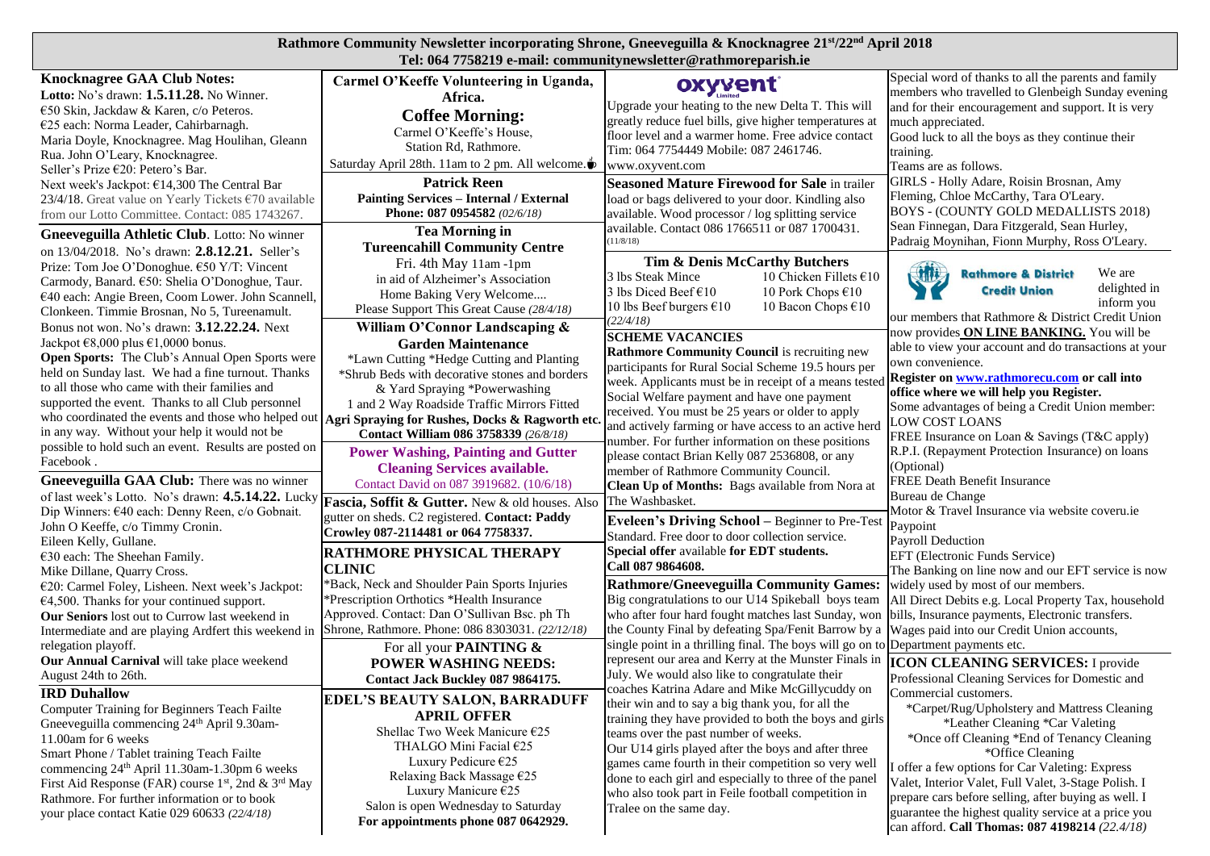# Rathmore Community Newsletter incorporating Shrone, Gneeveguilla & Knocknagree 21st/22nd April 2018

**Tel: 064 7758219 e-mail: communitynewsletter@rathmoreparish.ie**

**Knocknagree GAA Club Notes:**
**Lotto:** No's drawn: **1.5.11.28.** No Winner.
€50 Skin, Jackdaw & Karen, c/o Peteros.
€25 each: Norma Leader, Cahirbarnagh.
Maria Doyle, Knocknagree. Mag Houlihan, Gleann Rua. John O'Leary, Knocknagree.
Seller's Prize €20: Petero's Bar.
Next week's Jackpot: €14,300 The Central Bar 23/4/18. Great value on Yearly Tickets €70 available from our Lotto Committee. Contact: 085 1743267.

**Gneeveguilla Athletic Club**. Lotto: No winner on 13/04/2018. No's drawn: **2.8.12.21.** Seller's Prize: Tom Joe O'Donoghue. €50 Y/T: Vincent Carmody, Banard. €50: Shelia O'Donoghue, Taur. €40 each: Angie Breen, Coom Lower. John Scannell, Clonkeen. Timmie Brosnan, No 5, Tureenamult. Bonus not won. No's drawn: **3.12.22.24.** Next Jackpot €8,000 plus €1,0000 bonus.
**Open Sports:** The Club's Annual Open Sports were held on Sunday last. We had a fine turnout. Thanks to all those who came with their families and supported the event. Thanks to all Club personnel who coordinated the events and those who helped out in any way. Without your help it would not be possible to hold such an event. Results are posted on Facebook .

**Gneeveguilla GAA Club:** There was no winner of last week's Lotto. No's drawn: **4.5.14.22.** Lucky Dip Winners: €40 each: Denny Reen, c/o Gobnait. John O Keeffe, c/o Timmy Cronin.
Eileen Kelly, Gullane.
€30 each: The Sheehan Family.
Mike Dillane, Quarry Cross.
€20: Carmel Foley, Lisheen. Next week's Jackpot: €4,500. Thanks for your continued support.
**Our Seniors** lost out to Currow last weekend in Intermediate and are playing Ardfert this weekend in relegation playoff.
**Our Annual Carnival** will take place weekend August 24th to 26th.

**IRD Duhallow**
Computer Training for Beginners Teach Failte Gneeveguilla commencing 24th April 9.30am-11.00am for 6 weeks
Smart Phone / Tablet training Teach Failte commencing 24th April 11.30am-1.30pm 6 weeks
First Aid Response (FAR) course 1st, 2nd & 3rd May Rathmore. For further information or to book your place contact Katie 029 60633 *(22/4/18)*

**Carmel O'Keeffe Volunteering in Uganda, Africa.**
**Coffee Morning:**
Carmel O'Keeffe's House,
Station Rd, Rathmore.
Saturday April 28th. 11am to 2 pm. All welcome.

**Patrick Reen**
**Painting Services – Internal / External**
**Phone: 087 0954582** *(02/6/18)*

**Tea Morning in Tureencahill Community Centre**
Fri. 4th May 11am -1pm
in aid of Alzheimer's Association
Home Baking Very Welcome....
Please Support This Great Cause *(28/4/18)*

**William O'Connor Landscaping & Garden Maintenance**
*Lawn Cutting *Hedge Cutting and Planting
*Shrub Beds with decorative stones and borders & Yard Spraying *Powerwashing
1 and 2 Way Roadside Traffic Mirrors Fitted
**Agri Spraying for Rushes, Docks & Ragworth etc.**
**Contact William 086 3758339** *(26/8/18)*

**Power Washing, Painting and Gutter Cleaning Services available.**
Contact David on 087 3919682. (10/6/18)

**Fascia, Soffit & Gutter.** New & old houses. Also gutter on sheds. C2 registered. **Contact: Paddy Crowley 087-2114481 or 064 7758337.**

**RATHMORE PHYSICAL THERAPY CLINIC**
*Back, Neck and Shoulder Pain Sports Injuries
*Prescription Orthotics *Health Insurance Approved. Contact: Dan O'Sullivan Bsc. ph Th Shrone, Rathmore. Phone: 086 8303031. *(22/12/18)*

For all your **PAINTING & POWER WASHING NEEDS:**
**Contact Jack Buckley 087 9864175.**

**EDEL'S BEAUTY SALON, BARRADUFF**
**APRIL OFFER**
Shellac Two Week Manicure €25
THALGO Mini Facial €25
Luxury Pedicure €25
Relaxing Back Massage €25
Luxury Manicure €25
Salon is open Wednesday to Saturday
**For appointments phone 087 0642929.**

**oxyvent**
Upgrade your heating to the new Delta T. This will greatly reduce fuel bills, give higher temperatures at floor level and a warmer home. Free advice contact Tim: 064 7754449 Mobile: 087 2461746.
www.oxyvent.com

**Seasoned Mature Firewood for Sale** in trailer load or bags delivered to your door. Kindling also available. Wood processor / log splitting service available. Contact 086 1766511 or 087 1700431. (11/8/18)

**Tim & Denis McCarthy Butchers**

| | |
|---|---|
| 3 lbs Steak Mince | 10 Chicken Fillets €10 |
| 3 lbs Diced Beef €10 | 10 Pork Chops €10 |
| 10 lbs Beef burgers €10 | 10 Bacon Chops €10 |

*(22/4/18)*

**SCHEME VACANCIES**
**Rathmore Community Council** is recruiting new participants for Rural Social Scheme 19.5 hours per week. Applicants must be in receipt of a means tested Social Welfare payment and have one payment received. You must be 25 years or older to apply and actively farming or have access to an active herd number. For further information on these positions please contact Brian Kelly 087 2536808, or any member of Rathmore Community Council.
**Clean Up of Months:** Bags available from Nora at The Washbasket.

**Eveleen's Driving School –** Beginner to Pre-Test Standard. Free door to door collection service. **Special offer** available **for EDT students. Call 087 9864608.**

**Rathmore/Gneeveguilla Community Games:** Big congratulations to our U14 Spikeball boys team who after four hard fought matches last Sunday, won the County Final by defeating Spa/Fenit Barrow by a single point in a thrilling final. The boys will go on to represent our area and Kerry at the Munster Finals in July. We would also like to congratulate their coaches Katrina Adare and Mike McGillycuddy on their win and to say a big thank you, for all the training they have provided to both the boys and girls teams over the past number of weeks.
Our U14 girls played after the boys and after three games came fourth in their competition so very well done to each girl and especially to three of the panel who also took part in Feile football competition in Tralee on the same day.

Special word of thanks to all the parents and family members who travelled to Glenbeigh Sunday evening and for their encouragement and support. It is very much appreciated.
Good luck to all the boys as they continue their training.
Teams are as follows.
GIRLS - Holly Adare, Roisin Brosnan, Amy Fleming, Chloe McCarthy, Tara O'Leary.
BOYS - (COUNTY GOLD MEDALLISTS 2018) Sean Finnegan, Dara Fitzgerald, Sean Hurley, Padraig Moynihan, Fionn Murphy, Ross O'Leary.

**Rathmore & District Credit Union**
We are delighted in inform you our members that Rathmore & District Credit Union now provides **ON LINE BANKING.** You will be able to view your account and do transactions at your own convenience.
**Register on www.rathmorecu.com or call into office where we will help you Register.**
Some advantages of being a Credit Union member:
LOW COST LOANS
FREE Insurance on Loan & Savings (T&C apply)
R.P.I. (Repayment Protection Insurance) on loans (Optional)
FREE Death Benefit Insurance
Bureau de Change
Motor & Travel Insurance via website coveru.ie
Paypoint
Payroll Deduction
EFT (Electronic Funds Service)
The Banking on line now and our EFT service is now widely used by most of our members.
All Direct Debits e.g. Local Property Tax, household bills, Insurance payments, Electronic transfers.
Wages paid into our Credit Union accounts, Department payments etc.

**ICON CLEANING SERVICES:** I provide Professional Cleaning Services for Domestic and Commercial customers.
*Carpet/Rug/Upholstery and Mattress Cleaning
*Leather Cleaning *Car Valeting
*Once off Cleaning *End of Tenancy Cleaning
*Office Cleaning
I offer a few options for Car Valeting: Express Valet, Interior Valet, Full Valet, 3-Stage Polish. I prepare cars before selling, after buying as well. I guarantee the highest quality service at a price you can afford. **Call Thomas: 087 4198214** *(22.4/18)*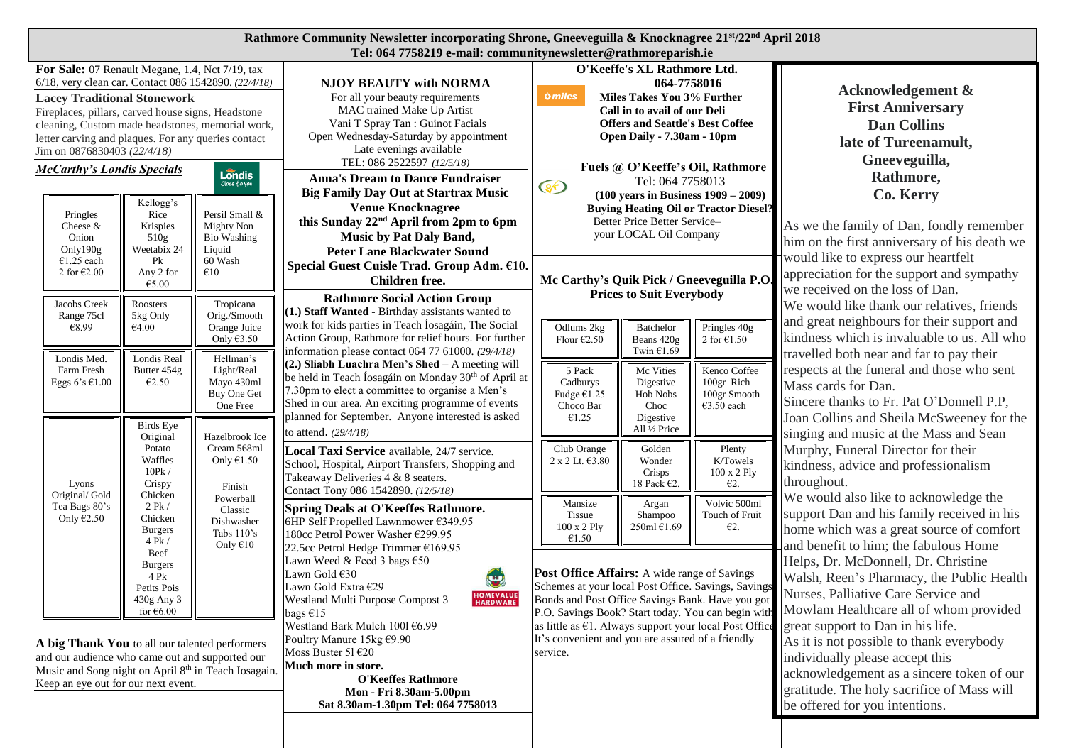**Rathmore Community Newsletter incorporating Shrone, Gneeveguilla & Knocknagree 21st/22nd April 2018**
**Tel: 064 7758219 e-mail: communitynewsletter@rathmoreparish.ie**

**For Sale:** 07 Renault Megane, 1.4, Nct 7/19, tax 6/18, very clean car. Contact 086 1542890. *(22/4/18)*

**Lacey Traditional Stonework**
Fireplaces, pillars, carved house signs, Headstone cleaning, Custom made headstones, memorial work, letter carving and plaques. For any queries contact Jim on 0876830403 *(22/4/18)*

***McCarthy's Londis Specials***

| | | |
|---|---|---|
| Pringles Cheese & Onion Only190g €1.25 each 2 for €2.00 | Kellogg's Rice Krispies 510g Weetabix 24 Pk Any 2 for €5.00 | Persil Small & Mighty Non Bio Washing Liquid 60 Wash €10 |
| Jacobs Creek Range 75cl €8.99 | Roosters 5kg Only €4.00 | Tropicana Orig./Smooth Orange Juice Only €3.50 |
| Londis Med. Farm Fresh Eggs 6's €1.00 | Londis Real Butter 454g €2.50 | Hellman's Light/Real Mayo 430ml Buy One Get One Free |
| Lyons Original/ Gold Tea Bags 80's Only €2.50 | Birds Eye Original Potato Waffles 10Pk / Crispy Chicken 2 Pk / Chicken Burgers 4 Pk / Beef Burgers 4 Pk Petits Pois 430g Any 3 for €6.00 | Hazelbrook Ice Cream 568ml Only €1.50 Finish Powerball Classic Dishwasher Tabs 110's Only €10 |

**A big Thank You** to all our talented performers and our audience who came out and supported our Music and Song night on April 8th in Teach Iosagain. Keep an eye out for our next event.

**NJOY BEAUTY with NORMA**
For all your beauty requirements
MAC trained Make Up Artist
Vani T Spray Tan : Guinot Facials
Open Wednesday-Saturday by appointment
Late evenings available
TEL: 086 2522597 *(12/5/18)*

**Anna's Dream to Dance Fundraiser**
**Big Family Day Out at Startrax Music Venue Knocknagree**
**this Sunday 22nd April from 2pm to 6pm**
**Music by Pat Daly Band,**
**Peter Lane Blackwater Sound**
**Special Guest Cuisle Trad. Group Adm. €10. Children free.**

**Rathmore Social Action Group**
**(1.) Staff Wanted** - Birthday assistants wanted to work for kids parties in Teach Íosagáin, The Social Action Group, Rathmore for relief hours. For further information please contact 064 77 61000. *(29/4/18)*
**(2.) Sliabh Luachra Men's Shed** – A meeting will be held in Teach Íosagáin on Monday 30th of April at 7.30pm to elect a committee to organise a Men's Shed in our area. An exciting programme of events planned for September. Anyone interested is asked to attend. *(29/4/18)*

**Local Taxi Service** available, 24/7 service. School, Hospital, Airport Transfers, Shopping and Takeaway Deliveries 4 & 8 seaters. Contact Tony 086 1542890. *(12/5/18)*

**Spring Deals at O'Keeffes Rathmore.**
6HP Self Propelled Lawnmower €349.95
180cc Petrol Power Washer €299.95
22.5cc Petrol Hedge Trimmer €169.95
Lawn Weed & Feed 3 bags €50
Lawn Gold €30
Lawn Gold Extra €29
Westland Multi Purpose Compost 3 bags €15
Westland Bark Mulch 100l €6.99
Poultry Manure 15kg €9.90
Moss Buster 5l €20
**Much more in store.**
**O'Keeffes Rathmore**
**Mon - Fri 8.30am-5.00pm**
**Sat 8.30am-1.30pm Tel: 064 7758013**

**O'Keeffe's XL Rathmore Ltd.**
**064-7758016**
**Miles Takes You 3% Further**
**Call in to avail of our Deli Offers and Seattle's Best Coffee**
**Open Daily - 7.30am - 10pm**

**Fuels @ O'Keeffe's Oil, Rathmore**
Tel: 064 7758013
**(100 years in Business 1909 – 2009)**
**Buying Heating Oil or Tractor Diesel?**
Better Price Better Service–
your LOCAL Oil Company

**Mc Carthy's Quik Pick / Gneeveguilla P.O. Prices to Suit Everybody**

| | | |
|---|---|---|
| Odlums 2kg Flour €2.50 | Batchelor Beans 420g Twin €1.69 | Pringles 40g 2 for €1.50 |
| 5 Pack Cadburys Fudge €1.25 Choco Bar €1.25 | Mc Vities Digestive Hob Nobs Choc Digestive All ½ Price | Kenco Coffee 100gr Rich 100gr Smooth €3.50 each |
| Club Orange 2 x 2 Lt. €3.80 | Golden Wonder Crisps 18 Pack €2. | Plenty K/Towels 100 x 2 Ply €2. |
| Mansize Tissue 100 x 2 Ply €1.50 | Argan Shampoo 250ml €1.69 | Volvic 500ml Touch of Fruit €2. |

**Post Office Affairs:** A wide range of Savings Schemes at your local Post Office. Savings, Savings Bonds and Post Office Savings Bank. Have you got P.O. Savings Book? Start today. You can begin with as little as €1. Always support your local Post Office It's convenient and you are assured of a friendly service.

**Acknowledgement & First Anniversary**
**Dan Collins**
**late of Tureenamult, Gneeveguilla, Rathmore, Co. Kerry**

As we the family of Dan, fondly remember him on the first anniversary of his death we would like to express our heartfelt appreciation for the support and sympathy we received on the loss of Dan.
We would like thank our relatives, friends and great neighbours for their support and kindness which is invaluable to us. All who travelled both near and far to pay their respects at the funeral and those who sent Mass cards for Dan.
Sincere thanks to Fr. Pat O'Donnell P.P, Joan Collins and Sheila McSweeney for the singing and music at the Mass and Sean Murphy, Funeral Director for their kindness, advice and professionalism throughout.
We would also like to acknowledge the support Dan and his family received in his home which was a great source of comfort and benefit to him; the fabulous Home Helps, Dr. McDonnell, Dr. Christine Walsh, Reen's Pharmacy, the Public Health Nurses, Palliative Care Service and Mowlam Healthcare all of whom provided great support to Dan in his life.
As it is not possible to thank everybody individually please accept this acknowledgement as a sincere token of our gratitude. The holy sacrifice of Mass will be offered for you intentions.